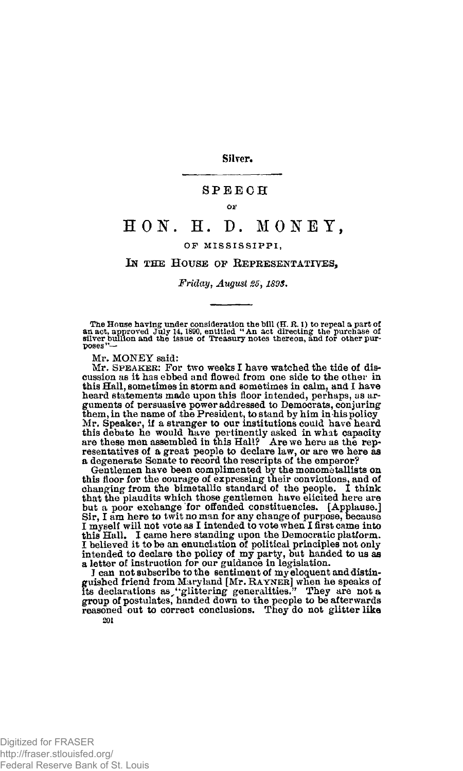Silver.

## SPEECH

OF

# HON. H. D. MONEY,

OF MISSISSIPPI,

IN THE HOUSE OF REPRESENTATIVES,

*Friday, August 25, 1893.*

The House having under consideration the bill (H. R. 1) to repeal a part of an act, approved July 14, 1890, entitled "An act directing the purchase of silver bullion and the issue of Treasury notes thereon, and for other purposes"—

Mr. MONEY said:

Mr. SPEAKER: For two weeks I have watched the tide of discussion as it has ebbed and flowed from one side to the other in this Hall, sometimes in storm and sometimes in calm, and I have heard statements made upon this floor intended, perhaps, as arguments of persuasive power addressed to Democrats, conjuring them, in the name of the President, to stand by him in his policy Mr. Speaker, if a stranger to our institutions could have heard this debate he would have pertinently asked in what capacity are these men assembled in this Hall? Are we here as the representatives of a great people to declare law, or are we here as a degenerate Senate to record the rescripts of the emperor?

Gentlemen have been complimented by the monometallists on this floor for the courage of expressing their convictions, and of changing from the bimetallic standard of the people. I think that the plaudits which those gentlemen have elicited here are but a poor exchange for offended constituencies. [Applause.] Sir, I am here to twit no man for any change of purpose, because I myself will not vote as I intended to vote when I first came into this Hall. I came here standing upon the Democratic platform. I believed it to be an enunciation of political principles not only intended to declare the policy of my party, but handed to us as a letter of instruction for our guidance in legislation.

I can not subscribe to the sentiment of my eloquent and distinguished friend from Maryland [Mr. RAYNER] when he speaks of its declarations as "glittering generalities." They are not a group of postulates, handed down to the people to be afterwards reasoned out to correct conclusions. They do not glitter like

201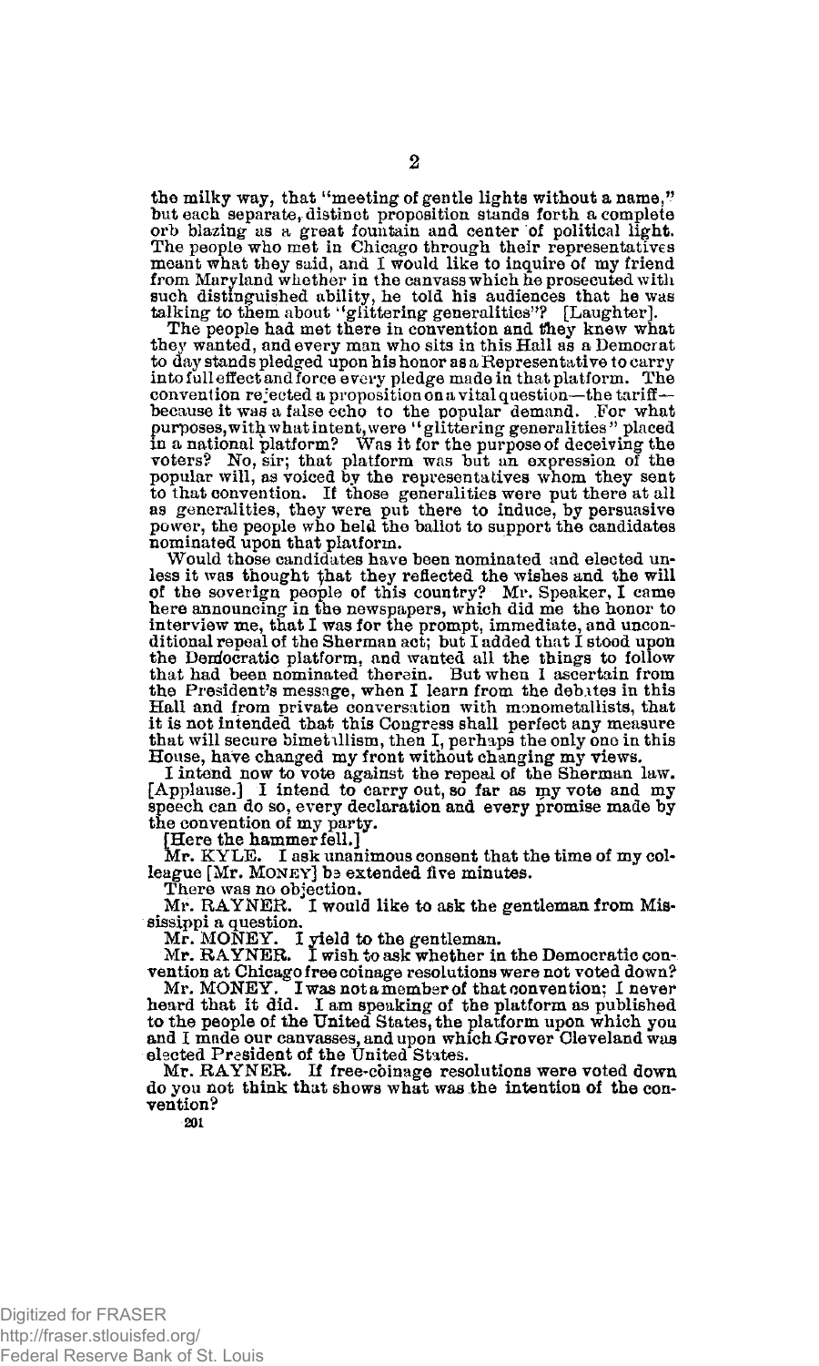the milky way, that "meeting of gentle lights without a name," but each separate, distinct proposition stands forth a complete orb blazing as a great fountain and center of political light. The people who met in Chicago through their representatives meant what they said, and I would like to inquire of my friend from Maryland whether in the canvass which he prosecuted with such distinguished ability, he told his audiences that he was talking to them about "glittering generalities"? [Laughter].

The people had met there in convention and they knew what they wanted, and every man who sits in this Hall as a Democrat to day stands pledged upon his honor as a Representative to carry into full effect and force every pledge made in that platform. The convention rejected a proposition on a vital question—the tariff—because it was a false echo to the popular demand. For what purposes, with what intent, were "glittering generalities" placed in a national platform? Was it for the purpose of deceiving the voters? No, sir; that platform was but an expression of the popular will, as voiced by the representatives whom they sent to that convention. If those generalities were put there at all as generalities, they were put there to induce, by persuasive power, the people who held the ballot to support the candidates nominated upon that platform.

Would those candidates have been nominated and elected unless it was thought that they reflected the wishes and the will of the soverign people of this country? Mr. Speaker, I came here announcing in the newspapers, which did me the honor to interview me, that I was for the prompt, immediate, and unconditional repeal of the Sherman act; but I added that I stood upon the Democratic platform, and wanted all the things to follow that had been nominated therein. But when I ascertain from the President's message, when I learn from the debates in this Hall and from private conversation with monometallists, that it is not intended that this Congress shall perfect any measure that will secure bimetallism, then I, perhaps the only one in this House, have changed my front without changing my views.

I intend now to vote against the repeal of the Sherman law. [Applause.] I intend to carry out, so far as my vote and my speech can do so, every declaration and every promise made by the convention of my party.

[Here the hammer fell.]

Mr. KYLE. I ask unanimous consent that the time of my colleague [Mr. MONEY] be extended five minutes.

There was no objection.

Mr. RAYNER. I would like to ask the gentleman from Mississippi a question.

Mr. MONEY. I yield to the gentleman.

Mr. RAYNER. I wish to ask whether in the Democratic convention at Chicago free coinage resolutions were not voted down?

Mr. MONEY. I was not a member of that convention; I never heard that it did. I am speaking of the platform as published to the people of the United States, the platform upon which you and I made our canvasses, and upon which Grover Cleveland was elected President of the United States.

Mr. RAYNER. If free-coinage resolutions were voted down do you not think that shows what was the intention of the convention?

201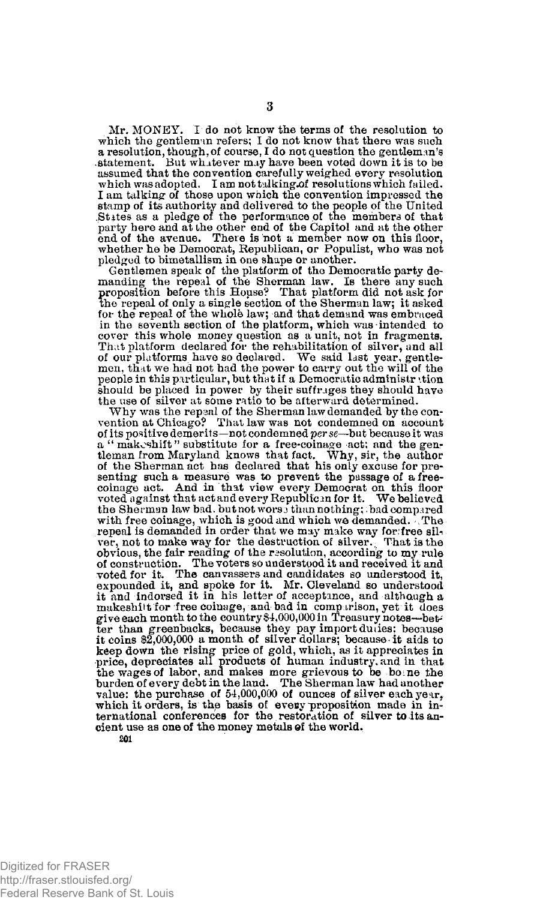Mr. MONEY. I do not know the terms of the resolution to which the gentleman refers; I do not know that there was such a resolution, though, of course, I do not question the gentleman's statement. But whatever may have been voted down it is to be assumed that the convention carefully weighed every resolution which was adopted. I am not talking of resolutions which failed. I am talking of those upon which the convention impressed the stamp of its authority and delivered to the people of the United States as a pledge of the performance of the members of that party here and at the other end of the Capitol and at the other end of the avenue. There is not a member now on this floor, whether he be Democrat, Republican, or Populist, who was not pledged to bimetallism in one shape or another.

Gentlemen speak of the platform of the Democratic party demanding the repeal of the Sherman law. Is there any such proposition before this House? That platform did not ask for the repeal of only a single section of the Sherman law; it asked for the repeal of the whole law; and that demand was embraced in the seventh section of the platform, which was intended to cover this whole money question as a unit, not in fragments. That platform declared for the rehabilitation of silver, and all of our platforms have so declared. We said last year, gentlemen, that we had not had the power to carry out the will of the people in this particular, but that if a Democratic administration should be placed in power by their suffrages they should have the use of silver at some ratio to be afterward determined.

Why was the repeal of the Sherman law demanded by the convention at Chicago? That law was not condemned on account of its positive demerits—not condemned *per se*—but because it was a "makeshift" substitute for a free-coinage act; and the gentleman from Maryland knows that fact. Why, sir, the author of the Sherman act has declared that his only excuse for presenting such a measure was to prevent the passage of a free-coinage act. And in that view every Democrat on this floor voted against that act and every Republican for it. We believed the Sherman law bad, but not worse than nothing; bad compared with free coinage, which is good and which we demanded. The repeal is demanded in order that we may make way for free silver, not to make way for the destruction of silver. That is the obvious, the fair reading of the resolution, according to my rule of construction. The voters so understood it and received it and voted for it. The canvassers and candidates so understood it, expounded it, and spoke for it. Mr. Cleveland so understood it and indorsed it in his letter of acceptance, and although a makeshift for free coinage, and bad in comparison, yet it does give each month to the country $4,000,000 in Treasury notes—better than greenbacks, because they pay import duties; because it coins $2,000,000 a month of silver dollars; because it aids to keep down the rising price of gold, which, as it appreciates in price, depreciates all products of human industry, and in that the wages of labor, and makes more grievous to be borne the burden of every debt in the land. The Sherman law had another value: the purchase of 54,000,000 of ounces of silver each year, which it orders, is the basis of every proposition made in international conferences for the restoration of silver to its ancient use as one of the money metals of the world.

201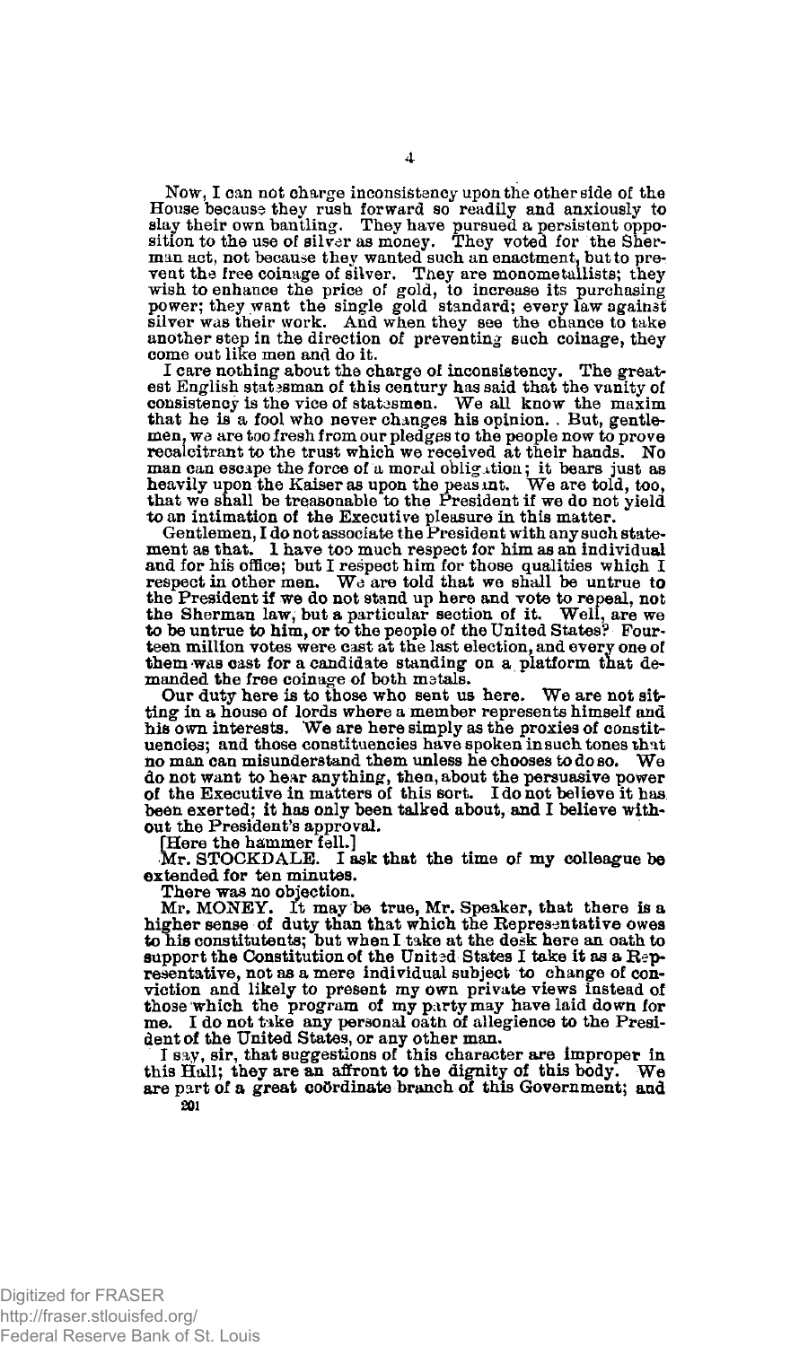Now, I can not charge inconsistency upon the other side of the House because they rush forward so readily and anxiously to slay their own bantling. They have pursued a persistent opposition to the use of silver as money. They voted for the Sherman act, not because they wanted such an enactment, but to prevent the free coinage of silver. They are monometallists; they wish to enhance the price of gold, to increase its purchasing power; they want the single gold standard; every law against silver was their work. And when they see the chance to take another step in the direction of preventing such coinage, they come out like men and do it.

I care nothing about the charge of inconsistency. The greatest English statesman of this century has said that the vanity of consistency is the vice of statesmen. We all know the maxim that he is a fool who never changes his opinion. But, gentlemen, we are too fresh from our pledges to the people now to prove recalcitrant to the trust which we received at their hands. No man can escape the force of a moral obligation; it bears just as heavily upon the Kaiser as upon the peasant. We are told, too, that we shall be treasonable to the President if we do not yield to an intimation of the Executive pleasure in this matter.

Gentlemen, I do not associate the President with any such statement as that. I have too much respect for him as an individual and for his office; but I respect him for those qualities which I respect in other men. We are told that we shall be untrue to the President if we do not stand up here and vote to repeal, not the Sherman law, but a particular section of it. Well, are we to be untrue to him, or to the people of the United States? Fourteen million votes were cast at the last election, and every one of them was cast for a candidate standing on a platform that demanded the free coinage of both metals.

Our duty here is to those who sent us here. We are not sitting in a house of lords where a member represents himself and his own interests. We are here simply as the proxies of constituencies; and those constituencies have spoken in such tones that no man can misunderstand them unless he chooses to do so. We do not want to hear anything, then, about the persuasive power of the Executive in matters of this sort. I do not believe it has been exerted; it has only been talked about, and I believe without the President's approval.

[Here the hammer fell.]

Mr. STOCKDALE. I ask that the time of my colleague be extended for ten minutes.

There was no objection.

Mr. MONEY. It may be true, Mr. Speaker, that there is a higher sense of duty than that which the Representative owes to his constituents; but when I take at the desk here an oath to support the Constitution of the United States I take it as a Representative, not as a mere individual subject to change of conviction and likely to present my own private views instead of those which the program of my party may have laid down for me. I do not take any personal oath of allegience to the President of the United States, or any other man.

I say, sir, that suggestions of this character are improper in this Hall; they are an affront to the dignity of this body. We are part of a great coördinate branch of this Government; and

201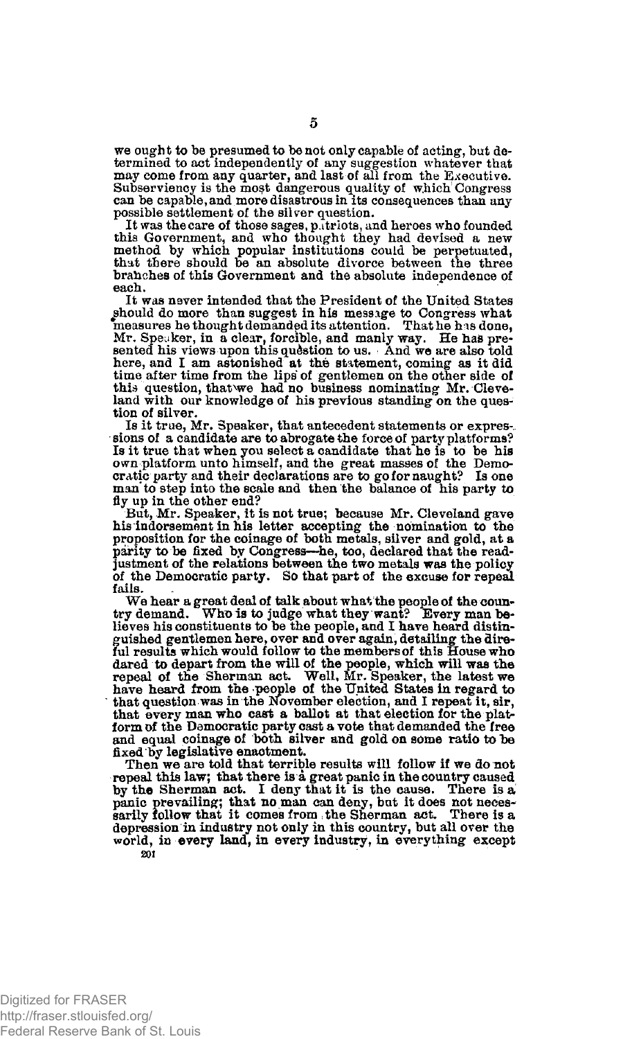we ought to be presumed to be not only capable of acting, but determined to act independently of any suggestion whatever that may come from any quarter, and last of all from the Executive. Subserviency is the most dangerous quality of which Congress can be capable, and more disastrous in its consequences than any possible settlement of the silver question.

It was the care of those sages, patriots, and heroes who founded this Government, and who thought they had devised a new method by which popular institutions could be perpetuated, that there should be an absolute divorce between the three branches of this Government and the absolute independence of each.

It was never intended that the President of the United States should do more than suggest in his message to Congress what measures he thought demanded its attention. That he has done, Mr. Speaker, in a clear, forcible, and manly way. He has presented his views upon this question to us. And we are also told here, and I am astonished at the statement, coming as it did time after time from the lips of gentlemen on the other side of this question, that we had no business nominating Mr. Cleveland with our knowledge of his previous standing on the question of silver.

Is it true, Mr. Speaker, that antecedent statements or expressions of a candidate are to abrogate the force of party platforms? Is it true that when you select a candidate that he is to be his own platform unto himself, and the great masses of the Democratic party and their declarations are to go for naught? Is one man to step into the scale and then the balance of his party to fly up in the other end?

But, Mr. Speaker, it is not true; because Mr. Cleveland gave his indorsement in his letter accepting the nomination to the proposition for the coinage of both metals, silver and gold, at a parity to be fixed by Congress—he, too, declared that the readjustment of the relations between the two metals was the policy of the Democratic party. So that part of the excuse for repeal fails.

We hear a great deal of talk about what the people of the country demand. Who is to judge what they want? Every man believes his constituents to be the people, and I have heard distinguished gentlemen here, over and over again, detailing the direful results which would follow to the members of this House who dared to depart from the will of the people, which will was the repeal of the Sherman act. Well, Mr. Speaker, the latest we have heard from the people of the United States in regard to that question was in the November election, and I repeat it, sir, that every man who cast a ballot at that election for the platform of the Democratic party cast a vote that demanded the free and equal coinage of both silver and gold on some ratio to be fixed by legislative enactment.

Then we are told that terrible results will follow if we do not repeal this law; that there is a great panic in the country caused by the Sherman act. I deny that it is the cause. There is a panic prevailing; that no man can deny, but it does not necessarily follow that it comes from the Sherman act. There is a depression in industry not only in this country, but all over the world, in every land, in every industry, in everything except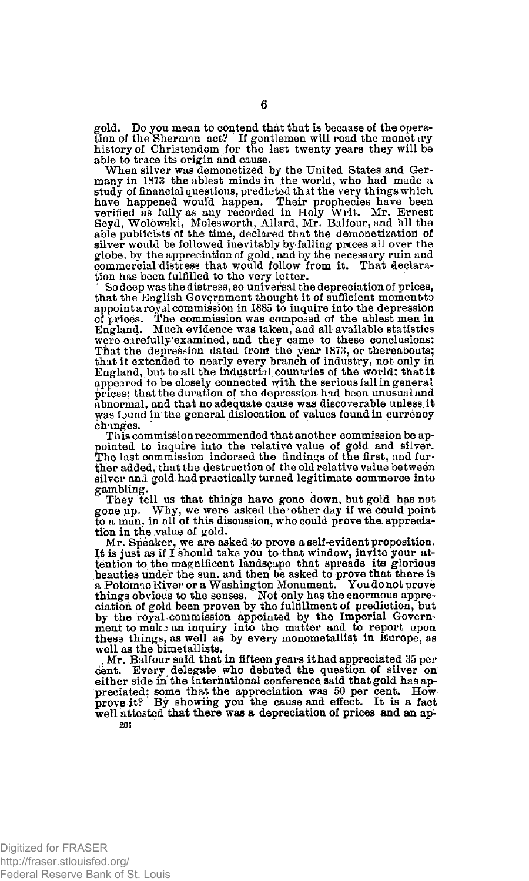gold. Do you mean to contend that that is because of the operation of the Sherman act? If gentlemen will read the monetary history of Christendom for the last twenty years they will be able to trace its origin and cause.

When silver was demonetized by the United States and Germany in 1873 the ablest minds in the world, who had made a study of financial questions, predicted that the very things which have happened would happen. Their prophecies have been verified as fully as any recorded in Holy Writ. Mr. Ernest Seyd, Wolowski, Molesworth, Allard, Mr. Balfour, and all the able publicists of the time, declared that the demonetization of silver would be followed inevitably by falling prices all over the globe, by the appreciation of gold, and by the necessary ruin and commercial distress that would follow from it. That declaration has been fulfilled to the very letter.

So deep was the distress, so universal the depreciation of prices, that the English Government thought it of sufficient moment to appoint a royal commission in 1885 to inquire into the depression of prices. The commission was composed of the ablest men in England. Much evidence was taken, and all available statistics were carefully examined, and they came to these conclusions: That the depression dated from the year 1873, or thereabouts; that it extended to nearly every branch of industry, not only in England, but to all the industrial countries of the world; that it appeared to be closely connected with the serious fall in general prices; that the duration of the depression had been unusual and abnormal, and that no adequate cause was discoverable unless it was found in the general dislocation of values found in currency changes.

This commission recommended that another commission be appointed to inquire into the relative value of gold and silver. The last commission indorsed the findings of the first, and further added, that the destruction of the old relative value between silver and gold had practically turned legitimate commerce into gambling.

They tell us that things have gone down, but gold has not gone up. Why, we were asked the other day if we could point to a man, in all of this discussion, who could prove the appreciation in the value of gold.

Mr. Speaker, we are asked to prove a self-evident proposition. It is just as if I should take you to that window, invite your attention to the magnificent landscape that spreads its glorious beauties under the sun, and then be asked to prove that there is a Potomac River or a Washington Monument. You do not prove things obvious to the senses. Not only has the enormous appreciation of gold been proven by the fulfillment of prediction, but by the royal commission appointed by the Imperial Government to make an inquiry into the matter and to report upon these things, as well as by every monometallist in Europe, as well as the bimetallists.

Mr. Balfour said that in fifteen years it had appreciated 35 per cent. Every delegate who debated the question of silver on either side in the international conference said that gold has appreciated; some that the appreciation was 50 per cent. How prove it? By showing you the cause and effect. It is a fact well attested that there was a depreciation of prices and an ap-

201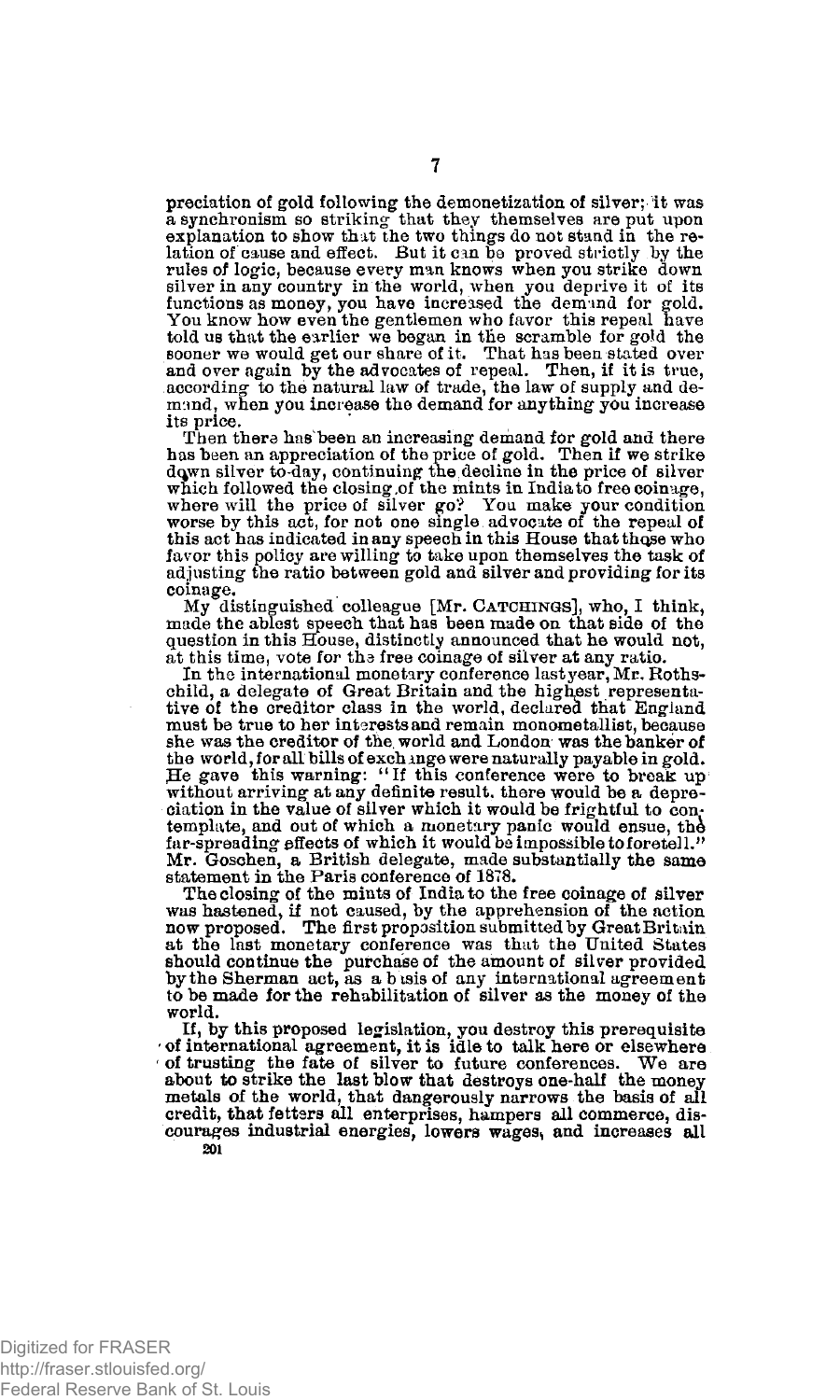preciation of gold following the demonetization of silver; it was a synchronism so striking that they themselves are put upon explanation to show that the two things do not stand in the relation of cause and effect. But it can be proved strictly by the rules of logic, because every man knows when you strike down silver in any country in the world, when you deprive it of its functions as money, you have increased the demand for gold. You know how even the gentlemen who favor this repeal have told us that the earlier we began in the scramble for gold the sooner we would get our share of it. That has been stated over and over again by the advocates of repeal. Then, if it is true, according to the natural law of trade, the law of supply and demand, when you increase the demand for anything you increase its price.

Then there has been an increasing demand for gold and there has been an appreciation of the price of gold. Then if we strike down silver to-day, continuing the decline in the price of silver which followed the closing of the mints in India to free coinage, where will the price of silver go? You make your condition worse by this act, for not one single advocate of the repeal of this act has indicated in any speech in this House that those who favor this policy are willing to take upon themselves the task of adjusting the ratio between gold and silver and providing for its coinage.

My distinguished colleague [Mr. CATCHINGS], who, I think, made the ablest speech that has been made on that side of the question in this House, distinctly announced that he would not, at this time, vote for the free coinage of silver at any ratio.

In the international monetary conference last year, Mr. Rothschild, a delegate of Great Britain and the highest representative of the creditor class in the world, declared that England must be true to her interests and remain monometallist, because she was the creditor of the world and London was the banker of the world, for all bills of exchange were naturally payable in gold. He gave this warning: "If this conference were to break up without arriving at any definite result, there would be a depreciation in the value of silver which it would be frightful to contemplate, and out of which a monetary panic would ensue, the far-spreading effects of which it would be impossible to foretell." Mr. Goschen, a British delegate, made substantially the same statement in the Paris conference of 1878.

The closing of the mints of India to the free coinage of silver was hastened, if not caused, by the apprehension of the action now proposed. The first proposition submitted by Great Britain at the last monetary conference was that the United States should continue the purchase of the amount of silver provided by the Sherman act, as a basis of any international agreement to be made for the rehabilitation of silver as the money of the world.

If, by this proposed legislation, you destroy this prerequisite of international agreement, it is idle to talk here or elsewhere of trusting the fate of silver to future conferences. We are about to strike the last blow that destroys one-half the money metals of the world, that dangerously narrows the basis of all credit, that fetters all enterprises, hampers all commerce, discourages industrial energies, lowers wages, and increases all

201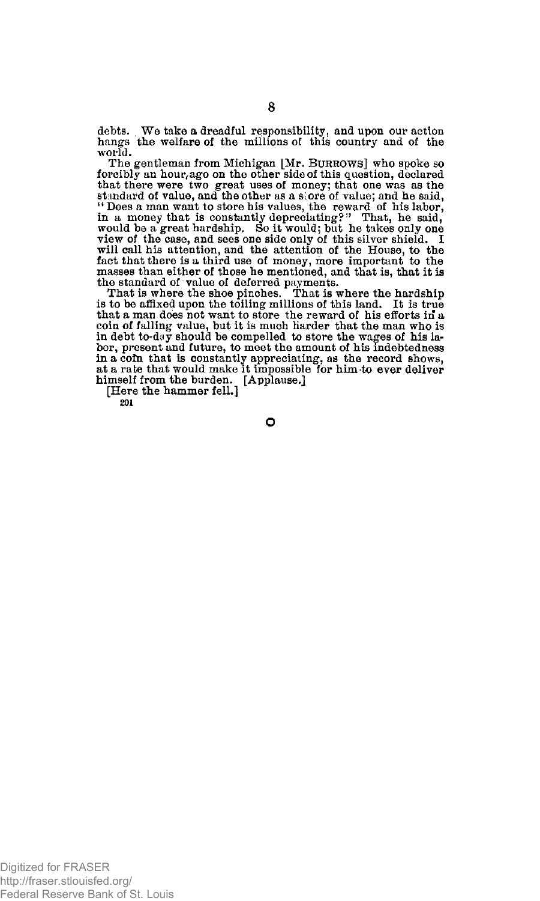debts. We take a dreadful responsibility, and upon our action hangs the welfare of the millions of this country and of the world.

The gentleman from Michigan [Mr. BURROWS] who spoke so forcibly an hour ago on the other side of this question, declared that there were two great uses of money; that one was as the standard of value, and the other as a store of value; and he said, "Does a man want to store his values, the reward of his labor, in a money that is constantly depreciating?" That, he said, would be a great hardship. So it would; but he takes only one view of the case, and sees one side only of this silver shield. I will call his attention, and the attention of the House, to the fact that there is a third use of money, more important to the masses than either of those he mentioned, and that is, that it is the standard of value of deferred payments.

That is where the shoe pinches. That is where the hardship is to be affixed upon the toiling millions of this land. It is true that a man does not want to store the reward of his efforts in a coin of falling value, but it is much harder that the man who is in debt to-day should be compelled to store the wages of his labor, present and future, to meet the amount of his indebtedness in a coin that is constantly appreciating, as the record shows, at a rate that would make it impossible for him to ever deliver himself from the burden. [Applause.]

[Here the hammer fell.]

201